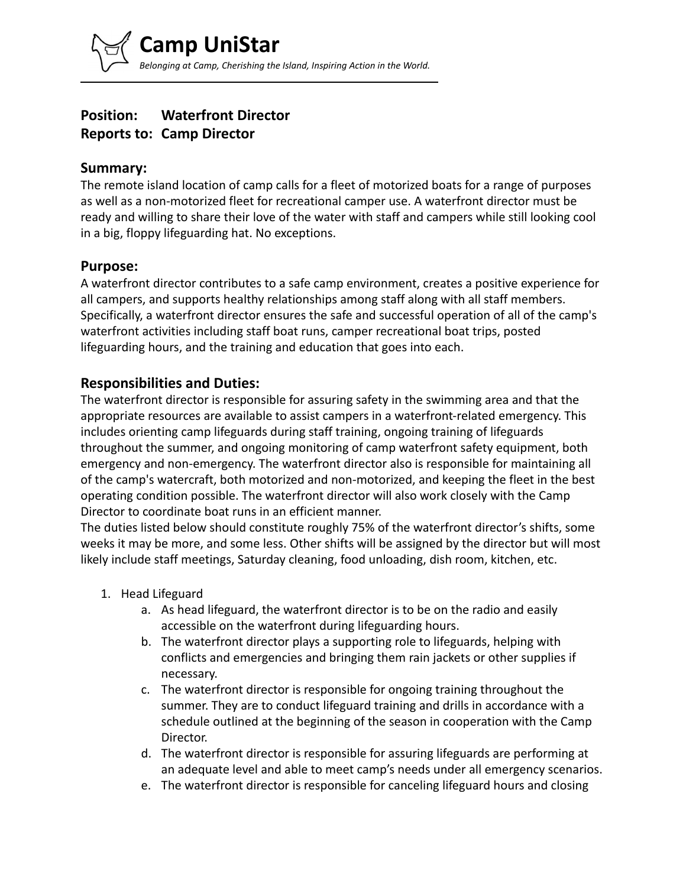# Camp UniStar

*Belonging at Camp, Cherishing the Island, Inspiring Action in the World.*

---

**Position: Waterfront Director**
**Reports to: Camp Director**

## Summary:

The remote island location of camp calls for a fleet of motorized boats for a range of purposes as well as a non-motorized fleet for recreational camper use. A waterfront director must be ready and willing to share their love of the water with staff and campers while still looking cool in a big, floppy lifeguarding hat. No exceptions.

## Purpose:

A waterfront director contributes to a safe camp environment, creates a positive experience for all campers, and supports healthy relationships among staff along with all staff members. Specifically, a waterfront director ensures the safe and successful operation of all of the camp's waterfront activities including staff boat runs, camper recreational boat trips, posted lifeguarding hours, and the training and education that goes into each.

## Responsibilities and Duties:

The waterfront director is responsible for assuring safety in the swimming area and that the appropriate resources are available to assist campers in a waterfront-related emergency. This includes orienting camp lifeguards during staff training, ongoing training of lifeguards throughout the summer, and ongoing monitoring of camp waterfront safety equipment, both emergency and non-emergency. The waterfront director also is responsible for maintaining all of the camp's watercraft, both motorized and non-motorized, and keeping the fleet in the best operating condition possible. The waterfront director will also work closely with the Camp Director to coordinate boat runs in an efficient manner.

The duties listed below should constitute roughly 75% of the waterfront director's shifts, some weeks it may be more, and some less. Other shifts will be assigned by the director but will most likely include staff meetings, Saturday cleaning, food unloading, dish room, kitchen, etc.

1. Head Lifeguard
    a. As head lifeguard, the waterfront director is to be on the radio and easily accessible on the waterfront during lifeguarding hours.
    b. The waterfront director plays a supporting role to lifeguards, helping with conflicts and emergencies and bringing them rain jackets or other supplies if necessary.
    c. The waterfront director is responsible for ongoing training throughout the summer. They are to conduct lifeguard training and drills in accordance with a schedule outlined at the beginning of the season in cooperation with the Camp Director.
    d. The waterfront director is responsible for assuring lifeguards are performing at an adequate level and able to meet camp's needs under all emergency scenarios.
    e. The waterfront director is responsible for canceling lifeguard hours and closing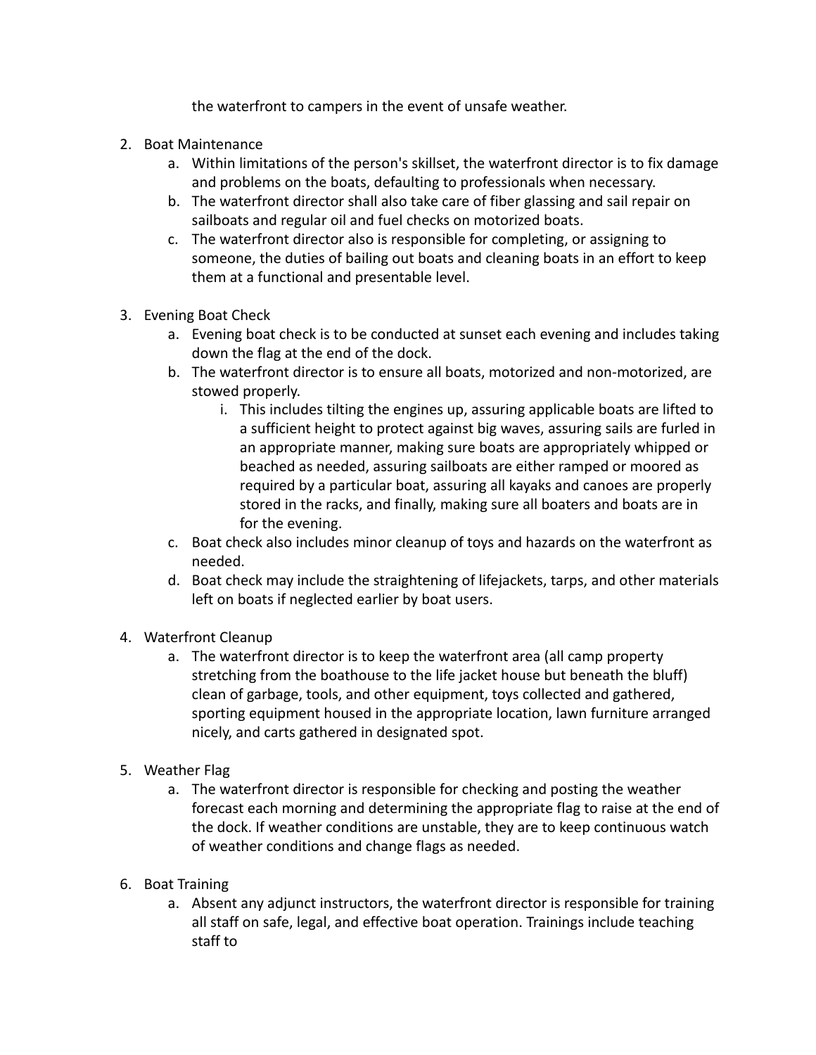the waterfront to campers in the event of unsafe weather.

2. Boat Maintenance
    a. Within limitations of the person's skillset, the waterfront director is to fix damage and problems on the boats, defaulting to professionals when necessary.
    b. The waterfront director shall also take care of fiber glassing and sail repair on sailboats and regular oil and fuel checks on motorized boats.
    c. The waterfront director also is responsible for completing, or assigning to someone, the duties of bailing out boats and cleaning boats in an effort to keep them at a functional and presentable level.

3. Evening Boat Check
    a. Evening boat check is to be conducted at sunset each evening and includes taking down the flag at the end of the dock.
    b. The waterfront director is to ensure all boats, motorized and non-motorized, are stowed properly.
        i. This includes tilting the engines up, assuring applicable boats are lifted to a sufficient height to protect against big waves, assuring sails are furled in an appropriate manner, making sure boats are appropriately whipped or beached as needed, assuring sailboats are either ramped or moored as required by a particular boat, assuring all kayaks and canoes are properly stored in the racks, and finally, making sure all boaters and boats are in for the evening.
    c. Boat check also includes minor cleanup of toys and hazards on the waterfront as needed.
    d. Boat check may include the straightening of lifejackets, tarps, and other materials left on boats if neglected earlier by boat users.

4. Waterfront Cleanup
    a. The waterfront director is to keep the waterfront area (all camp property stretching from the boathouse to the life jacket house but beneath the bluff) clean of garbage, tools, and other equipment, toys collected and gathered, sporting equipment housed in the appropriate location, lawn furniture arranged nicely, and carts gathered in designated spot.

5. Weather Flag
    a. The waterfront director is responsible for checking and posting the weather forecast each morning and determining the appropriate flag to raise at the end of the dock. If weather conditions are unstable, they are to keep continuous watch of weather conditions and change flags as needed.

6. Boat Training
    a. Absent any adjunct instructors, the waterfront director is responsible for training all staff on safe, legal, and effective boat operation. Trainings include teaching staff to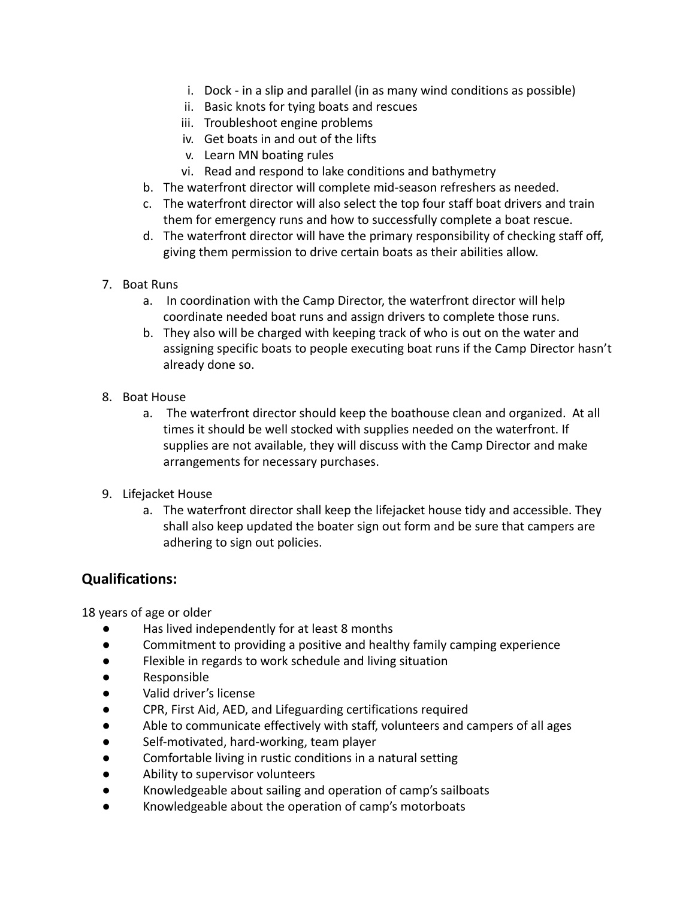i. Dock - in a slip and parallel (in as many wind conditions as possible)
   ii. Basic knots for tying boats and rescues
   iii. Troubleshoot engine problems
   iv. Get boats in and out of the lifts
   v. Learn MN boating rules
   vi. Read and respond to lake conditions and bathymetry

   b. The waterfront director will complete mid-season refreshers as needed.
   c. The waterfront director will also select the top four staff boat drivers and train them for emergency runs and how to successfully complete a boat rescue.
   d. The waterfront director will have the primary responsibility of checking staff off, giving them permission to drive certain boats as their abilities allow.

7. Boat Runs
   a. In coordination with the Camp Director, the waterfront director will help coordinate needed boat runs and assign drivers to complete those runs.
   b. They also will be charged with keeping track of who is out on the water and assigning specific boats to people executing boat runs if the Camp Director hasn't already done so.

8. Boat House
   a. The waterfront director should keep the boathouse clean and organized. At all times it should be well stocked with supplies needed on the waterfront. If supplies are not available, they will discuss with the Camp Director and make arrangements for necessary purchases.

9. Lifejacket House
   a. The waterfront director shall keep the lifejacket house tidy and accessible. They shall also keep updated the boater sign out form and be sure that campers are adhering to sign out policies.

## Qualifications:

18 years of age or older

- Has lived independently for at least 8 months
- Commitment to providing a positive and healthy family camping experience
- Flexible in regards to work schedule and living situation
- Responsible
- Valid driver's license
- CPR, First Aid, AED, and Lifeguarding certifications required
- Able to communicate effectively with staff, volunteers and campers of all ages
- Self-motivated, hard-working, team player
- Comfortable living in rustic conditions in a natural setting
- Ability to supervisor volunteers
- Knowledgeable about sailing and operation of camp's sailboats
- Knowledgeable about the operation of camp's motorboats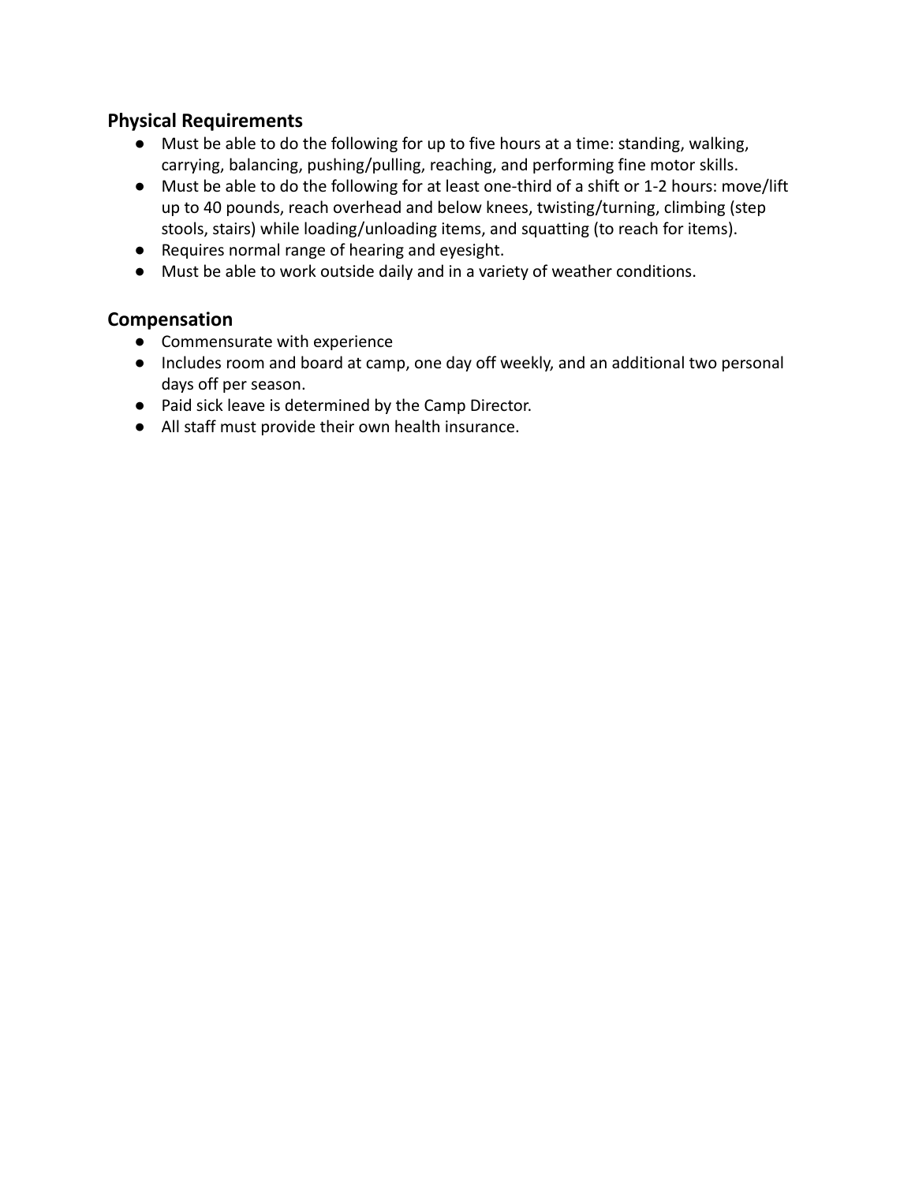## Physical Requirements

- Must be able to do the following for up to five hours at a time: standing, walking, carrying, balancing, pushing/pulling, reaching, and performing fine motor skills.
- Must be able to do the following for at least one-third of a shift or 1-2 hours: move/lift up to 40 pounds, reach overhead and below knees, twisting/turning, climbing (step stools, stairs) while loading/unloading items, and squatting (to reach for items).
- Requires normal range of hearing and eyesight.
- Must be able to work outside daily and in a variety of weather conditions.

## Compensation

- Commensurate with experience
- Includes room and board at camp, one day off weekly, and an additional two personal days off per season.
- Paid sick leave is determined by the Camp Director.
- All staff must provide their own health insurance.